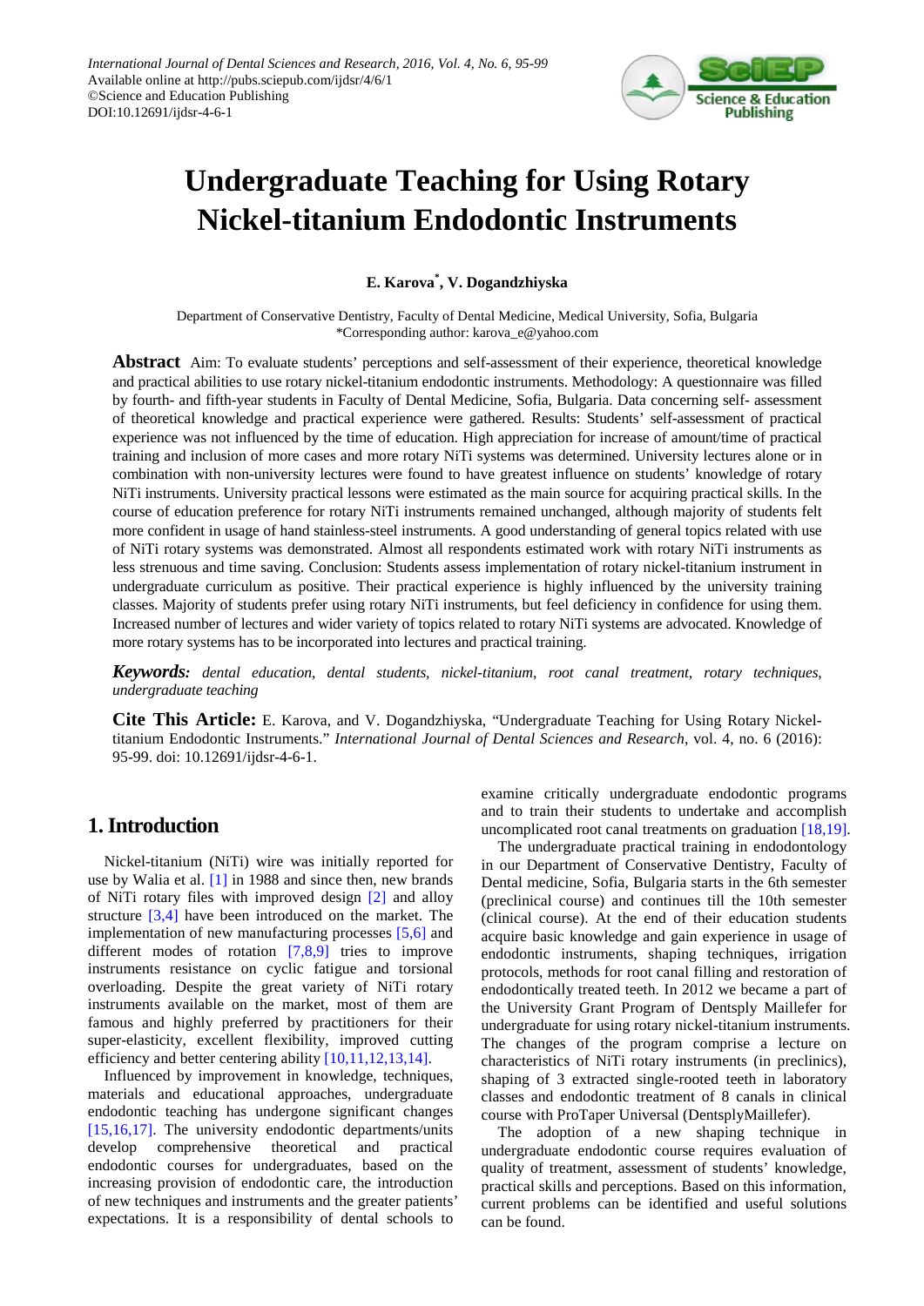# Undergraduate Teaching for Using Rotary Nickel-titanium Endodontic Instruments

**E. Karova[*], V. Dogandzhiyska**

Department of Conservative Dentistry, Faculty of Dental Medicine, Medical University, Sofia, Bulgaria
*Corresponding author: karova_e@yahoo.com

**Abstract** Aim: To evaluate students' perceptions and self-assessment of their experience, theoretical knowledge and practical abilities to use rotary nickel-titanium endodontic instruments. Methodology: A questionnaire was filled by fourth- and fifth-year students in Faculty of Dental Medicine, Sofia, Bulgaria. Data concerning self- assessment of theoretical knowledge and practical experience were gathered. Results: Students' self-assessment of practical experience was not influenced by the time of education. High appreciation for increase of amount/time of practical training and inclusion of more cases and more rotary NiTi systems was determined. University lectures alone or in combination with non-university lectures were found to have greatest influence on students' knowledge of rotary NiTi instruments. University practical lessons were estimated as the main source for acquiring practical skills. In the course of education preference for rotary NiTi instruments remained unchanged, although majority of students felt more confident in usage of hand stainless-steel instruments. A good understanding of general topics related with use of NiTi rotary systems was demonstrated. Almost all respondents estimated work with rotary NiTi instruments as less strenuous and time saving. Conclusion: Students assess implementation of rotary nickel-titanium instrument in undergraduate curriculum as positive. Their practical experience is highly influenced by the university training classes. Majority of students prefer using rotary NiTi instruments, but feel deficiency in confidence for using them. Increased number of lectures and wider variety of topics related to rotary NiTi systems are advocated. Knowledge of more rotary systems has to be incorporated into lectures and practical training.

***Keywords:*** *dental education, dental students, nickel-titanium, root canal treatment, rotary techniques, undergraduate teaching*

**Cite This Article:** E. Karova, and V. Dogandzhiyska, "Undergraduate Teaching for Using Rotary Nickel-titanium Endodontic Instruments." *International Journal of Dental Sciences and Research*, vol. 4, no. 6 (2016): 95-99. doi: 10.12691/ijdsr-4-6-1.

## 1. Introduction

Nickel-titanium (NiTi) wire was initially reported for use by Walia et al. [1] in 1988 and since then, new brands of NiTi rotary files with improved design [2] and alloy structure [3,4] have been introduced on the market. The implementation of new manufacturing processes [5,6] and different modes of rotation [7,8,9] tries to improve instruments resistance on cyclic fatigue and torsional overloading. Despite the great variety of NiTi rotary instruments available on the market, most of them are famous and highly preferred by practitioners for their super-elasticity, excellent flexibility, improved cutting efficiency and better centering ability [10,11,12,13,14].

Influenced by improvement in knowledge, techniques, materials and educational approaches, undergraduate endodontic teaching has undergone significant changes [15,16,17]. The university endodontic departments/units develop comprehensive theoretical and practical endodontic courses for undergraduates, based on the increasing provision of endodontic care, the introduction of new techniques and instruments and the greater patients' expectations. It is a responsibility of dental schools to examine critically undergraduate endodontic programs and to train their students to undertake and accomplish uncomplicated root canal treatments on graduation [18,19].

The undergraduate practical training in endodontology in our Department of Conservative Dentistry, Faculty of Dental medicine, Sofia, Bulgaria starts in the 6th semester (preclinical course) and continues till the 10th semester (clinical course). At the end of their education students acquire basic knowledge and gain experience in usage of endodontic instruments, shaping techniques, irrigation protocols, methods for root canal filling and restoration of endodontically treated teeth. In 2012 we became a part of the University Grant Program of Dentsply Maillefer for undergraduate for using rotary nickel-titanium instruments. The changes of the program comprise a lecture on characteristics of NiTi rotary instruments (in preclinics), shaping of 3 extracted single-rooted teeth in laboratory classes and endodontic treatment of 8 canals in clinical course with ProTaper Universal (DentsplyMaillefer).

The adoption of a new shaping technique in undergraduate endodontic course requires evaluation of quality of treatment, assessment of students' knowledge, practical skills and perceptions. Based on this information, current problems can be identified and useful solutions can be found.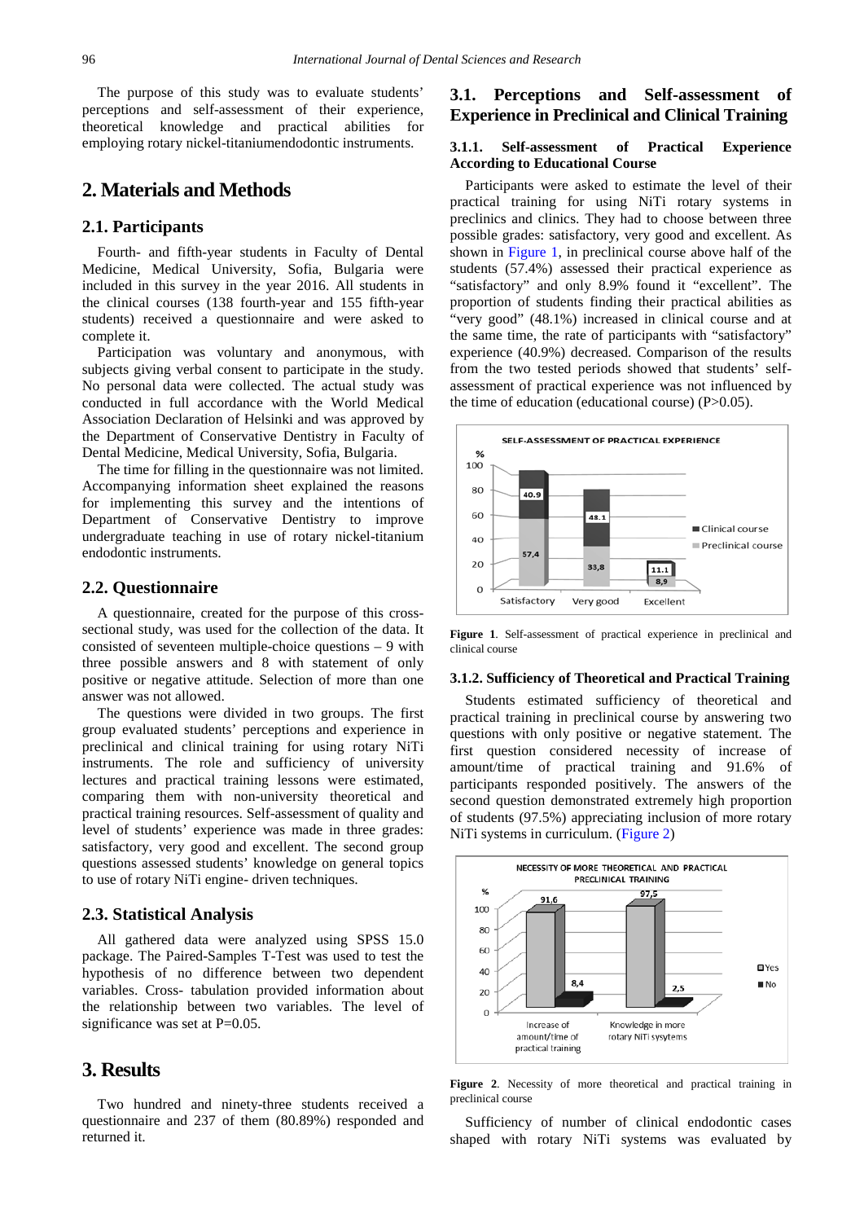The purpose of this study was to evaluate students' perceptions and self-assessment of their experience, theoretical knowledge and practical abilities for employing rotary nickel-titaniumendodontic instruments.

## 2. Materials and Methods

### 2.1. Participants

Fourth- and fifth-year students in Faculty of Dental Medicine, Medical University, Sofia, Bulgaria were included in this survey in the year 2016. All students in the clinical courses (138 fourth-year and 155 fifth-year students) received a questionnaire and were asked to complete it.

Participation was voluntary and anonymous, with subjects giving verbal consent to participate in the study. No personal data were collected. The actual study was conducted in full accordance with the World Medical Association Declaration of Helsinki and was approved by the Department of Conservative Dentistry in Faculty of Dental Medicine, Medical University, Sofia, Bulgaria.

The time for filling in the questionnaire was not limited. Accompanying information sheet explained the reasons for implementing this survey and the intentions of Department of Conservative Dentistry to improve undergraduate teaching in use of rotary nickel-titanium endodontic instruments.

### 2.2. Questionnaire

A questionnaire, created for the purpose of this cross-sectional study, was used for the collection of the data. It consisted of seventeen multiple-choice questions – 9 with three possible answers and 8 with statement of only positive or negative attitude. Selection of more than one answer was not allowed.

The questions were divided in two groups. The first group evaluated students' perceptions and experience in preclinical and clinical training for using rotary NiTi instruments. The role and sufficiency of university lectures and practical training lessons were estimated, comparing them with non-university theoretical and practical training resources. Self-assessment of quality and level of students' experience was made in three grades: satisfactory, very good and excellent. The second group questions assessed students' knowledge on general topics to use of rotary NiTi engine- driven techniques.

### 2.3. Statistical Analysis

All gathered data were analyzed using SPSS 15.0 package. The Paired-Samples T-Test was used to test the hypothesis of no difference between two dependent variables. Cross- tabulation provided information about the relationship between two variables. The level of significance was set at P=0.05.

## 3. Results

Two hundred and ninety-three students received a questionnaire and 237 of them (80.89%) responded and returned it.

### 3.1. Perceptions and Self-assessment of Experience in Preclinical and Clinical Training

#### 3.1.1. Self-assessment of Practical Experience According to Educational Course

Participants were asked to estimate the level of their practical training for using NiTi rotary systems in preclinics and clinics. They had to choose between three possible grades: satisfactory, very good and excellent. As shown in Figure 1, in preclinical course above half of the students (57.4%) assessed their practical experience as "satisfactory" and only 8.9% found it "excellent". The proportion of students finding their practical abilities as "very good" (48.1%) increased in clinical course and at the same time, the rate of participants with "satisfactory" experience (40.9%) decreased. Comparison of the results from the two tested periods showed that students' self-assessment of practical experience was not influenced by the time of education (educational course) (P>0.05).

**Figure 1**. Self-assessment of practical experience in preclinical and clinical course

#### 3.1.2. Sufficiency of Theoretical and Practical Training

Students estimated sufficiency of theoretical and practical training in preclinical course by answering two questions with only positive or negative statement. The first question considered necessity of increase of amount/time of practical training and 91.6% of participants responded positively. The answers of the second question demonstrated extremely high proportion of students (97.5%) appreciating inclusion of more rotary NiTi systems in curriculum. (Figure 2)

**Figure 2**. Necessity of more theoretical and practical training in preclinical course

Sufficiency of number of clinical endodontic cases shaped with rotary NiTi systems was evaluated by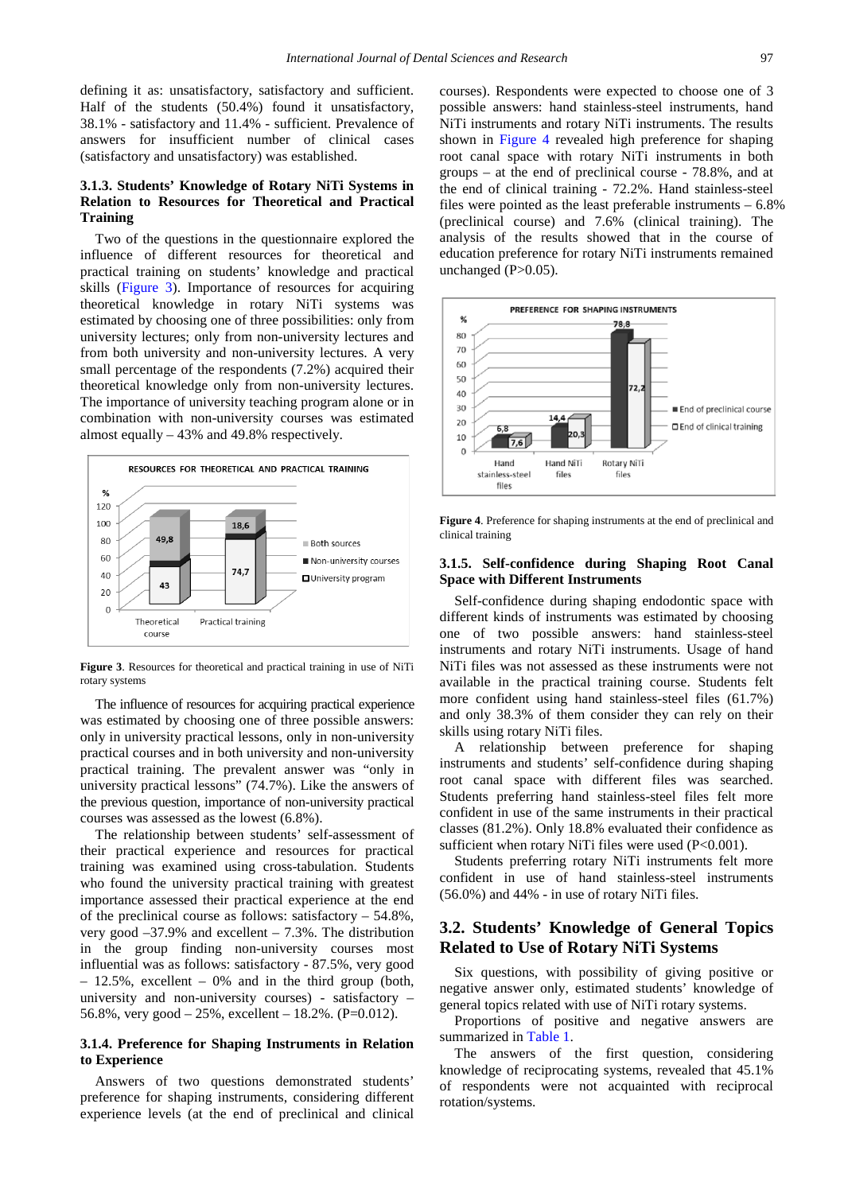defining it as: unsatisfactory, satisfactory and sufficient. Half of the students (50.4%) found it unsatisfactory, 38.1% - satisfactory and 11.4% - sufficient. Prevalence of answers for insufficient number of clinical cases (satisfactory and unsatisfactory) was established.

### 3.1.3. Students' Knowledge of Rotary NiTi Systems in Relation to Resources for Theoretical and Practical Training

Two of the questions in the questionnaire explored the influence of different resources for theoretical and practical training on students' knowledge and practical skills (Figure 3). Importance of resources for acquiring theoretical knowledge in rotary NiTi systems was estimated by choosing one of three possibilities: only from university lectures; only from non-university lectures and from both university and non-university lectures. A very small percentage of the respondents (7.2%) acquired their theoretical knowledge only from non-university lectures. The importance of university teaching program alone or in combination with non-university courses was estimated almost equally – 43% and 49.8% respectively.

**Figure 3**. Resources for theoretical and practical training in use of NiTi rotary systems

The influence of resources for acquiring practical experience was estimated by choosing one of three possible answers: only in university practical lessons, only in non-university practical courses and in both university and non-university practical training. The prevalent answer was "only in university practical lessons" (74.7%). Like the answers of the previous question, importance of non-university practical courses was assessed as the lowest (6.8%).

The relationship between students' self-assessment of their practical experience and resources for practical training was examined using cross-tabulation. Students who found the university practical training with greatest importance assessed their practical experience at the end of the preclinical course as follows: satisfactory – 54.8%, very good –37.9% and excellent – 7.3%. The distribution in the group finding non-university courses most influential was as follows: satisfactory - 87.5%, very good – 12.5%, excellent – 0% and in the third group (both, university and non-university courses) - satisfactory – 56.8%, very good – 25%, excellent – 18.2%. (P=0.012).

### 3.1.4. Preference for Shaping Instruments in Relation to Experience

Answers of two questions demonstrated students' preference for shaping instruments, considering different experience levels (at the end of preclinical and clinical courses). Respondents were expected to choose one of 3 possible answers: hand stainless-steel instruments, hand NiTi instruments and rotary NiTi instruments. The results shown in Figure 4 revealed high preference for shaping root canal space with rotary NiTi instruments in both groups – at the end of preclinical course - 78.8%, and at the end of clinical training - 72.2%. Hand stainless-steel files were pointed as the least preferable instruments – 6.8% (preclinical course) and 7.6% (clinical training). The analysis of the results showed that in the course of education preference for rotary NiTi instruments remained unchanged (P>0.05).

**Figure 4**. Preference for shaping instruments at the end of preclinical and clinical training

### 3.1.5. Self-confidence during Shaping Root Canal Space with Different Instruments

Self-confidence during shaping endodontic space with different kinds of instruments was estimated by choosing one of two possible answers: hand stainless-steel instruments and rotary NiTi instruments. Usage of hand NiTi files was not assessed as these instruments were not available in the practical training course. Students felt more confident using hand stainless-steel files (61.7%) and only 38.3% of them consider they can rely on their skills using rotary NiTi files.

A relationship between preference for shaping instruments and students' self-confidence during shaping root canal space with different files was searched. Students preferring hand stainless-steel files felt more confident in use of the same instruments in their practical classes (81.2%). Only 18.8% evaluated their confidence as sufficient when rotary NiTi files were used (P<0.001).

Students preferring rotary NiTi instruments felt more confident in use of hand stainless-steel instruments (56.0%) and 44% - in use of rotary NiTi files.

## 3.2. Students' Knowledge of General Topics Related to Use of Rotary NiTi Systems

Six questions, with possibility of giving positive or negative answer only, estimated students' knowledge of general topics related with use of NiTi rotary systems.

Proportions of positive and negative answers are summarized in Table 1.

The answers of the first question, considering knowledge of reciprocating systems, revealed that 45.1% of respondents were not acquainted with reciprocal rotation/systems.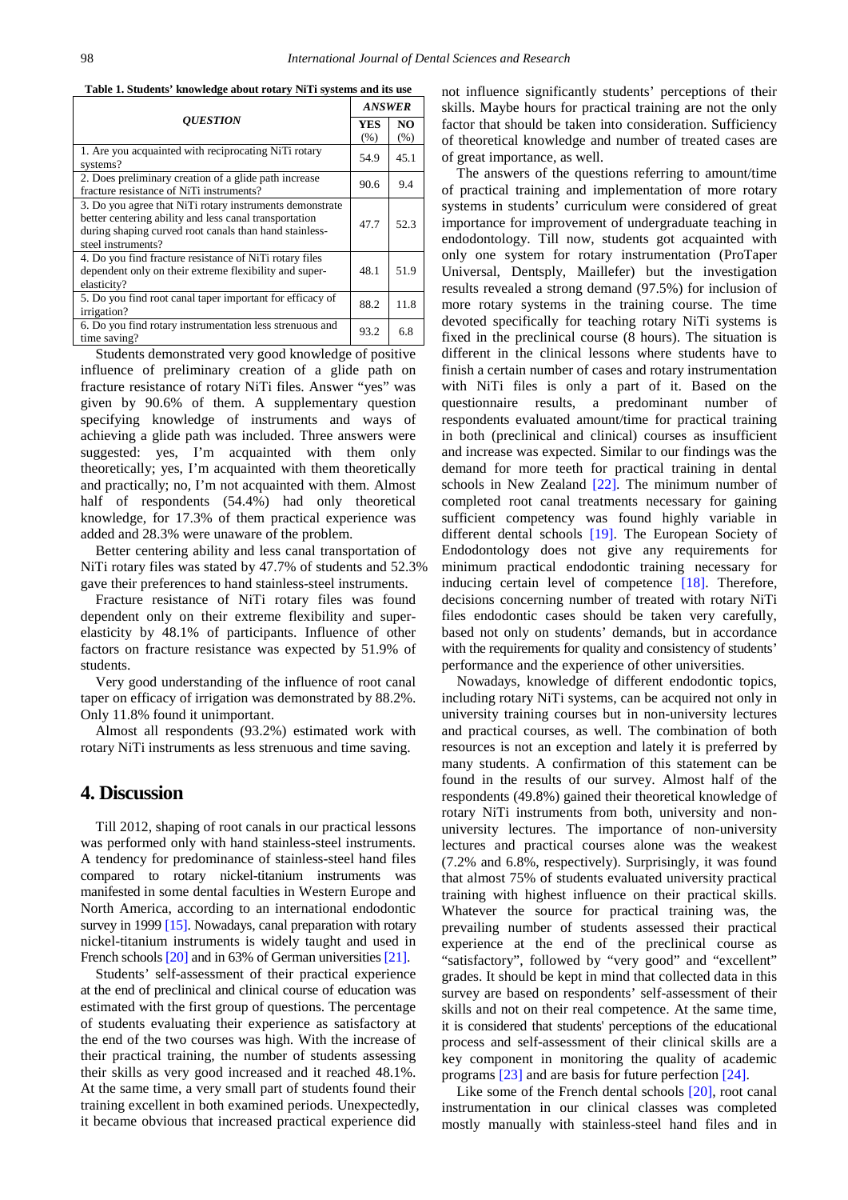**Table 1. Students' knowledge about rotary NiTi systems and its use**

| *QUESTION* | *ANSWER* | |
|---|---|---|
| | **YES** (%) | **NO** (%) |
| 1. Are you acquainted with reciprocating NiTi rotary systems? | 54.9 | 45.1 |
| 2. Does preliminary creation of a glide path increase fracture resistance of NiTi instruments? | 90.6 | 9.4 |
| 3. Do you agree that NiTi rotary instruments demonstrate better centering ability and less canal transportation during shaping curved root canals than hand stainless-steel instruments? | 47.7 | 52.3 |
| 4. Do you find fracture resistance of NiTi rotary files dependent only on their extreme flexibility and super-elasticity? | 48.1 | 51.9 |
| 5. Do you find root canal taper important for efficacy of irrigation? | 88.2 | 11.8 |
| 6. Do you find rotary instrumentation less strenuous and time saving? | 93.2 | 6.8 |

Students demonstrated very good knowledge of positive influence of preliminary creation of a glide path on fracture resistance of rotary NiTi files. Answer "yes" was given by 90.6% of them. A supplementary question specifying knowledge of instruments and ways of achieving a glide path was included. Three answers were suggested: yes, I'm acquainted with them only theoretically; yes, I'm acquainted with them theoretically and practically; no, I'm not acquainted with them. Almost half of respondents (54.4%) had only theoretical knowledge, for 17.3% of them practical experience was added and 28.3% were unaware of the problem.

Better centering ability and less canal transportation of NiTi rotary files was stated by 47.7% of students and 52.3% gave their preferences to hand stainless-steel instruments.

Fracture resistance of NiTi rotary files was found dependent only on their extreme flexibility and super-elasticity by 48.1% of participants. Influence of other factors on fracture resistance was expected by 51.9% of students.

Very good understanding of the influence of root canal taper on efficacy of irrigation was demonstrated by 88.2%. Only 11.8% found it unimportant.

Almost all respondents (93.2%) estimated work with rotary NiTi instruments as less strenuous and time saving.

## 4. Discussion

Till 2012, shaping of root canals in our practical lessons was performed only with hand stainless-steel instruments. A tendency for predominance of stainless-steel hand files compared to rotary nickel-titanium instruments was manifested in some dental faculties in Western Europe and North America, according to an international endodontic survey in 1999 [15]. Nowadays, canal preparation with rotary nickel-titanium instruments is widely taught and used in French schools [20] and in 63% of German universities [21].

Students' self-assessment of their practical experience at the end of preclinical and clinical course of education was estimated with the first group of questions. The percentage of students evaluating their experience as satisfactory at the end of the two courses was high. With the increase of their practical training, the number of students assessing their skills as very good increased and it reached 48.1%. At the same time, a very small part of students found their training excellent in both examined periods. Unexpectedly, it became obvious that increased practical experience did not influence significantly students' perceptions of their skills. Maybe hours for practical training are not the only factor that should be taken into consideration. Sufficiency of theoretical knowledge and number of treated cases are of great importance, as well.

The answers of the questions referring to amount/time of practical training and implementation of more rotary systems in students' curriculum were considered of great importance for improvement of undergraduate teaching in endodontology. Till now, students got acquainted with only one system for rotary instrumentation (ProTaper Universal, Dentsply, Maillefer) but the investigation results revealed a strong demand (97.5%) for inclusion of more rotary systems in the training course. The time devoted specifically for teaching rotary NiTi systems is fixed in the preclinical course (8 hours). The situation is different in the clinical lessons where students have to finish a certain number of cases and rotary instrumentation with NiTi files is only a part of it. Based on the questionnaire results, a predominant number of respondents evaluated amount/time for practical training in both (preclinical and clinical) courses as insufficient and increase was expected. Similar to our findings was the demand for more teeth for practical training in dental schools in New Zealand [22]. The minimum number of completed root canal treatments necessary for gaining sufficient competency was found highly variable in different dental schools [19]. The European Society of Endodontology does not give any requirements for minimum practical endodontic training necessary for inducing certain level of competence [18]. Therefore, decisions concerning number of treated with rotary NiTi files endodontic cases should be taken very carefully, based not only on students' demands, but in accordance with the requirements for quality and consistency of students' performance and the experience of other universities.

Nowadays, knowledge of different endodontic topics, including rotary NiTi systems, can be acquired not only in university training courses but in non-university lectures and practical courses, as well. The combination of both resources is not an exception and lately it is preferred by many students. A confirmation of this statement can be found in the results of our survey. Almost half of the respondents (49.8%) gained their theoretical knowledge of rotary NiTi instruments from both, university and non-university lectures. The importance of non-university lectures and practical courses alone was the weakest (7.2% and 6.8%, respectively). Surprisingly, it was found that almost 75% of students evaluated university practical training with highest influence on their practical skills. Whatever the source for practical training was, the prevailing number of students assessed their practical experience at the end of the preclinical course as "satisfactory", followed by "very good" and "excellent" grades. It should be kept in mind that collected data in this survey are based on respondents' self-assessment of their skills and not on their real competence. At the same time, it is considered that students' perceptions of the educational process and self-assessment of their clinical skills are a key component in monitoring the quality of academic programs [23] and are basis for future perfection [24].

Like some of the French dental schools [20], root canal instrumentation in our clinical classes was completed mostly manually with stainless-steel hand files and in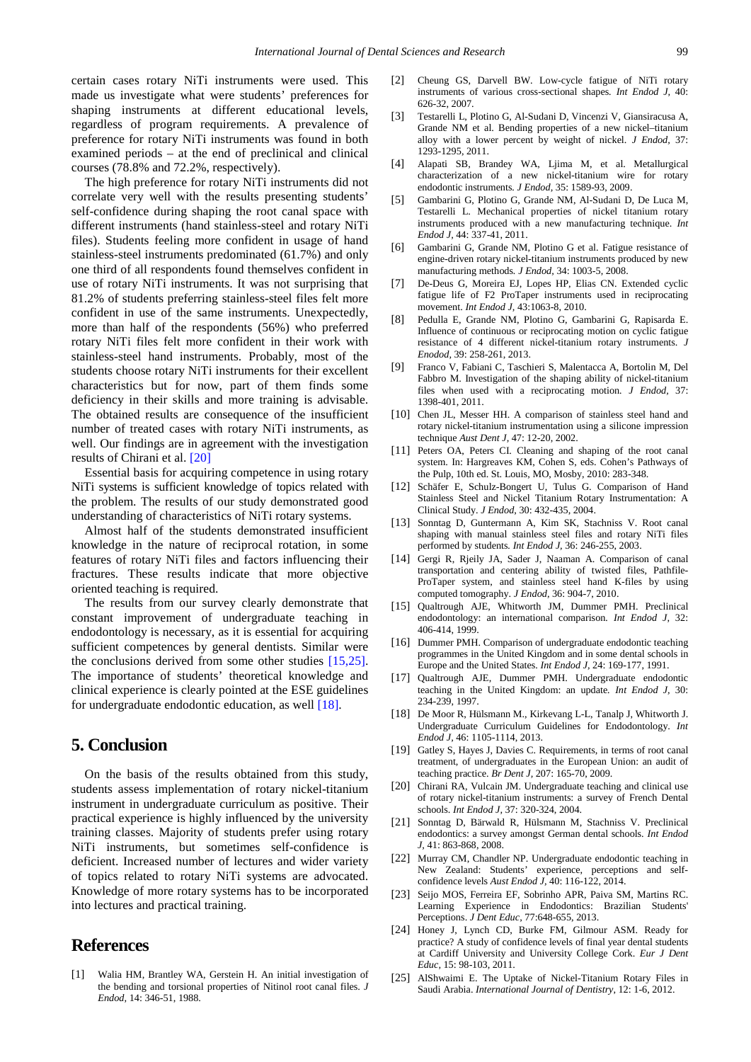certain cases rotary NiTi instruments were used. This made us investigate what were students' preferences for shaping instruments at different educational levels, regardless of program requirements. A prevalence of preference for rotary NiTi instruments was found in both examined periods – at the end of preclinical and clinical courses (78.8% and 72.2%, respectively).

The high preference for rotary NiTi instruments did not correlate very well with the results presenting students' self-confidence during shaping the root canal space with different instruments (hand stainless-steel and rotary NiTi files). Students feeling more confident in usage of hand stainless-steel instruments predominated (61.7%) and only one third of all respondents found themselves confident in use of rotary NiTi instruments. It was not surprising that 81.2% of students preferring stainless-steel files felt more confident in use of the same instruments. Unexpectedly, more than half of the respondents (56%) who preferred rotary NiTi files felt more confident in their work with stainless-steel hand instruments. Probably, most of the students choose rotary NiTi instruments for their excellent characteristics but for now, part of them finds some deficiency in their skills and more training is advisable. The obtained results are consequence of the insufficient number of treated cases with rotary NiTi instruments, as well. Our findings are in agreement with the investigation results of Chirani et al. [20]

Essential basis for acquiring competence in using rotary NiTi systems is sufficient knowledge of topics related with the problem. The results of our study demonstrated good understanding of characteristics of NiTi rotary systems.

Almost half of the students demonstrated insufficient knowledge in the nature of reciprocal rotation, in some features of rotary NiTi files and factors influencing their fractures. These results indicate that more objective oriented teaching is required.

The results from our survey clearly demonstrate that constant improvement of undergraduate teaching in endodontology is necessary, as it is essential for acquiring sufficient competences by general dentists. Similar were the conclusions derived from some other studies [15,25]. The importance of students' theoretical knowledge and clinical experience is clearly pointed at the ESE guidelines for undergraduate endodontic education, as well [18].

## 5. Conclusion

On the basis of the results obtained from this study, students assess implementation of rotary nickel-titanium instrument in undergraduate curriculum as positive. Their practical experience is highly influenced by the university training classes. Majority of students prefer using rotary NiTi instruments, but sometimes self-confidence is deficient. Increased number of lectures and wider variety of topics related to rotary NiTi systems are advocated. Knowledge of more rotary systems has to be incorporated into lectures and practical training.

## References

[1] Walia HM, Brantley WA, Gerstein H. An initial investigation of the bending and torsional properties of Nitinol root canal files. *J Endod,* 14: 346-51, 1988.

[2] Cheung GS, Darvell BW. Low-cycle fatigue of NiTi rotary instruments of various cross-sectional shapes. *Int Endod J,* 40: 626-32, 2007.

[3] Testarelli L, Plotino G, Al-Sudani D, Vincenzi V, Giansiracusa A, Grande NM et al. Bending properties of a new nickel–titanium alloy with a lower percent by weight of nickel. *J Endod*, 37: 1293-1295, 2011.

[4] Alapati SB, Brandey WA, Ljima M, et al. Metallurgical characterization of a new nickel-titanium wire for rotary endodontic instruments. *J Endod,* 35: 1589-93, 2009.

[5] Gambarini G, Plotino G, Grande NM, Al-Sudani D, De Luca M, Testarelli L. Mechanical properties of nickel titanium rotary instruments produced with a new manufacturing technique. *Int Endod J*, 44: 337-41, 2011.

[6] Gambarini G, Grande NM, Plotino G et al. Fatigue resistance of engine-driven rotary nickel-titanium instruments produced by new manufacturing methods. *J Endod,* 34: 1003-5, 2008.

[7] De-Deus G, Moreira EJ, Lopes HP, Elias CN. Extended cyclic fatigue life of F2 ProTaper instruments used in reciprocating movement. *Int Endod J,* 43:1063-8, 2010.

[8] Pedulla E, Grande NM, Plotino G, Gambarini G, Rapisarda E. Influence of continuous or reciprocating motion on cyclic fatigue resistance of 4 different nickel-titanium rotary instruments. *J Enodod,* 39: 258-261, 2013.

[9] Franco V, Fabiani C, Taschieri S, Malentacca A, Bortolin M, Del Fabbro M. Investigation of the shaping ability of nickel-titanium files when used with a reciprocating motion. *J Endod*, 37: 1398-401, 2011.

[10] Chen JL, Messer HH. A comparison of stainless steel hand and rotary nickel-titanium instrumentation using a silicone impression technique *Aust Dent J,* 47: 12-20, 2002.

[11] Peters OA, Peters CI. Cleaning and shaping of the root canal system. In: Hargreaves KM, Cohen S, eds. Cohen's Pathways of the Pulp, 10th ed. St. Louis, MO, Mosby, 2010: 283-348.

[12] Schäfer E, Schulz-Bongert U, Tulus G. Comparison of Hand Stainless Steel and Nickel Titanium Rotary Instrumentation: A Clinical Study. *J Endod,* 30: 432-435, 2004.

[13] Sonntag D, Guntermann A, Kim SK, Stachniss V. Root canal shaping with manual stainless steel files and rotary NiTi files performed by students. *Int Endod J,* 36: 246-255, 2003.

[14] Gergi R, Rjeily JA, Sader J, Naaman A. Comparison of canal transportation and centering ability of twisted files, Pathfile-ProTaper system, and stainless steel hand K-files by using computed tomography. *J Endod*, 36: 904-7, 2010.

[15] Qualtrough AJE, Whitworth JM, Dummer PMH. Preclinical endodontology: an international comparison. *Int Endod J,* 32: 406-414, 1999.

[16] Dummer PMH. Comparison of undergraduate endodontic teaching programmes in the United Kingdom and in some dental schools in Europe and the United States. *Int Endod J,* 24: 169-177, 1991.

[17] Qualtrough AJE, Dummer PMH. Undergraduate endodontic teaching in the United Kingdom: an update. *Int Endod J,* 30: 234-239, 1997.

[18] De Moor R, Hülsmann M., Kirkevang L-L, Tanalp J, Whitworth J. Undergraduate Curriculum Guidelines for Endodontology. *Int Endod J*, 46: 1105-1114, 2013.

[19] Gatley S, Hayes J, Davies C. Requirements, in terms of root canal treatment, of undergraduates in the European Union: an audit of teaching practice. *Br Dent J,* 207: 165-70, 2009.

[20] Chirani RA, Vulcain JM. Undergraduate teaching and clinical use of rotary nickel-titanium instruments: a survey of French Dental schools. *Int Endod J,* 37: 320-324, 2004.

[21] Sonntag D, Bärwald R, Hülsmann M, Stachniss V. Preclinical endodontics: a survey amongst German dental schools. *Int Endod J,* 41: 863-868, 2008.

[22] Murray CM, Chandler NP. Undergraduate endodontic teaching in New Zealand: Students' experience, perceptions and self-confidence levels *Aust Endod J,* 40: 116-122, 2014.

[23] Seijo MOS, Ferreira EF, Sobrinho APR, Paiva SM, Martins RC. Learning Experience in Endodontics: Brazilian Students' Perceptions. *J Dent Educ,* 77:648-655, 2013.

[24] Honey J, Lynch CD, Burke FM, Gilmour ASM. Ready for practice? A study of confidence levels of final year dental students at Cardiff University and University College Cork. *Eur J Dent Educ,* 15: 98-103, 2011.

[25] AlShwaimi E. The Uptake of Nickel-Titanium Rotary Files in Saudi Arabia. *International Journal of Dentistry,* 12: 1-6, 2012.